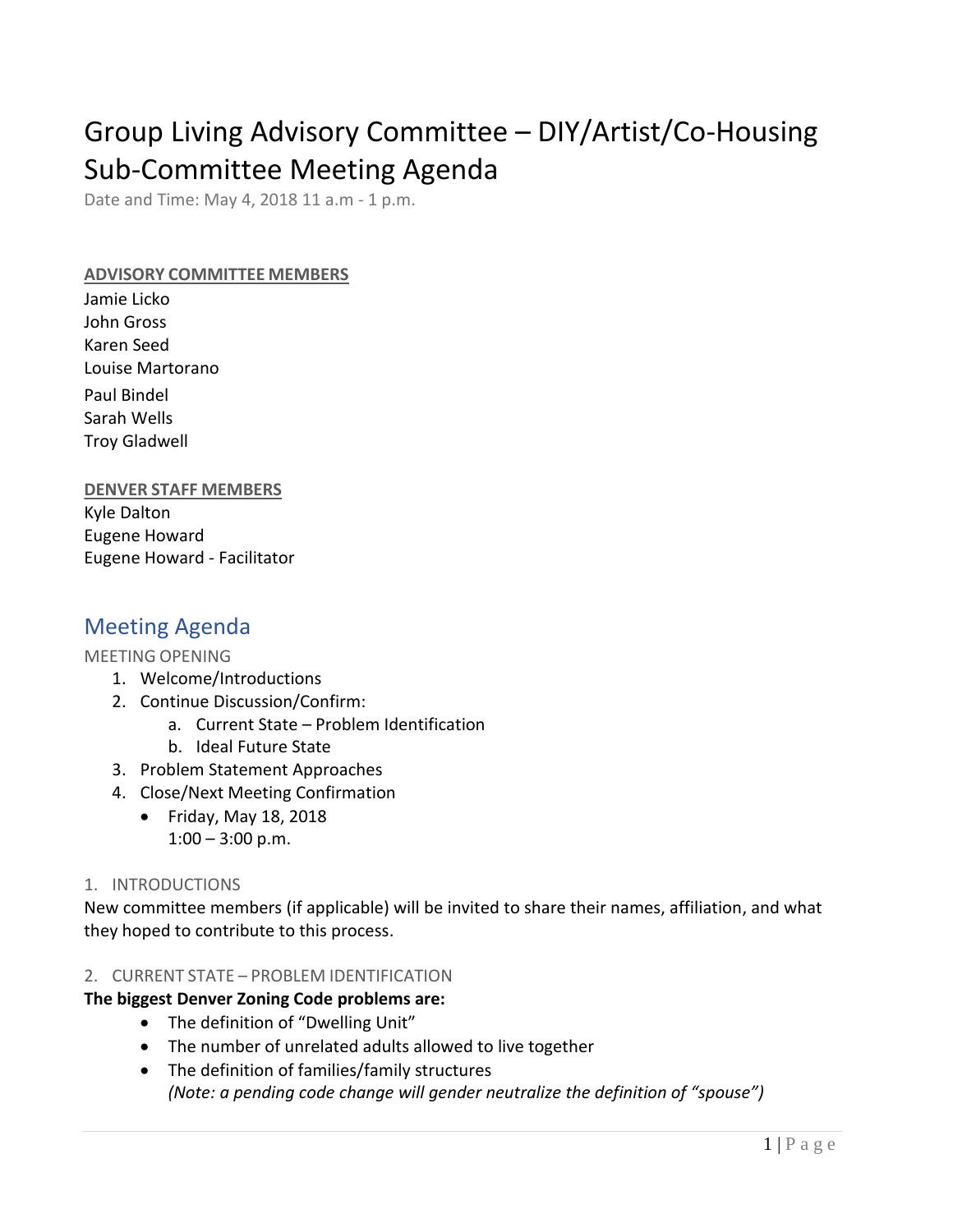# Group Living Advisory Committee – DIY/Artist/Co-Housing Sub-Committee Meeting Agenda

Date and Time: May 4, 2018 11 a.m - 1 p.m.

**ADVISORY COMMITTEE MEMBERS**

Jamie Licko
John Gross
Karen Seed
Louise Martorano
Paul Bindel
Sarah Wells
Troy Gladwell

**DENVER STAFF MEMBERS**

Kyle Dalton
Eugene Howard
Eugene Howard - Facilitator

## Meeting Agenda

MEETING OPENING

1. Welcome/Introductions
2. Continue Discussion/Confirm:
   a. Current State – Problem Identification
   b. Ideal Future State
3. Problem Statement Approaches
4. Close/Next Meeting Confirmation
   - Friday, May 18, 2018
     1:00 – 3:00 p.m.

### 1. INTRODUCTIONS

New committee members (if applicable) will be invited to share their names, affiliation, and what they hoped to contribute to this process.

### 2. CURRENT STATE – PROBLEM IDENTIFICATION

**The biggest Denver Zoning Code problems are:**

- The definition of "Dwelling Unit"
- The number of unrelated adults allowed to live together
- The definition of families/family structures
  *(Note: a pending code change will gender neutralize the definition of "spouse")*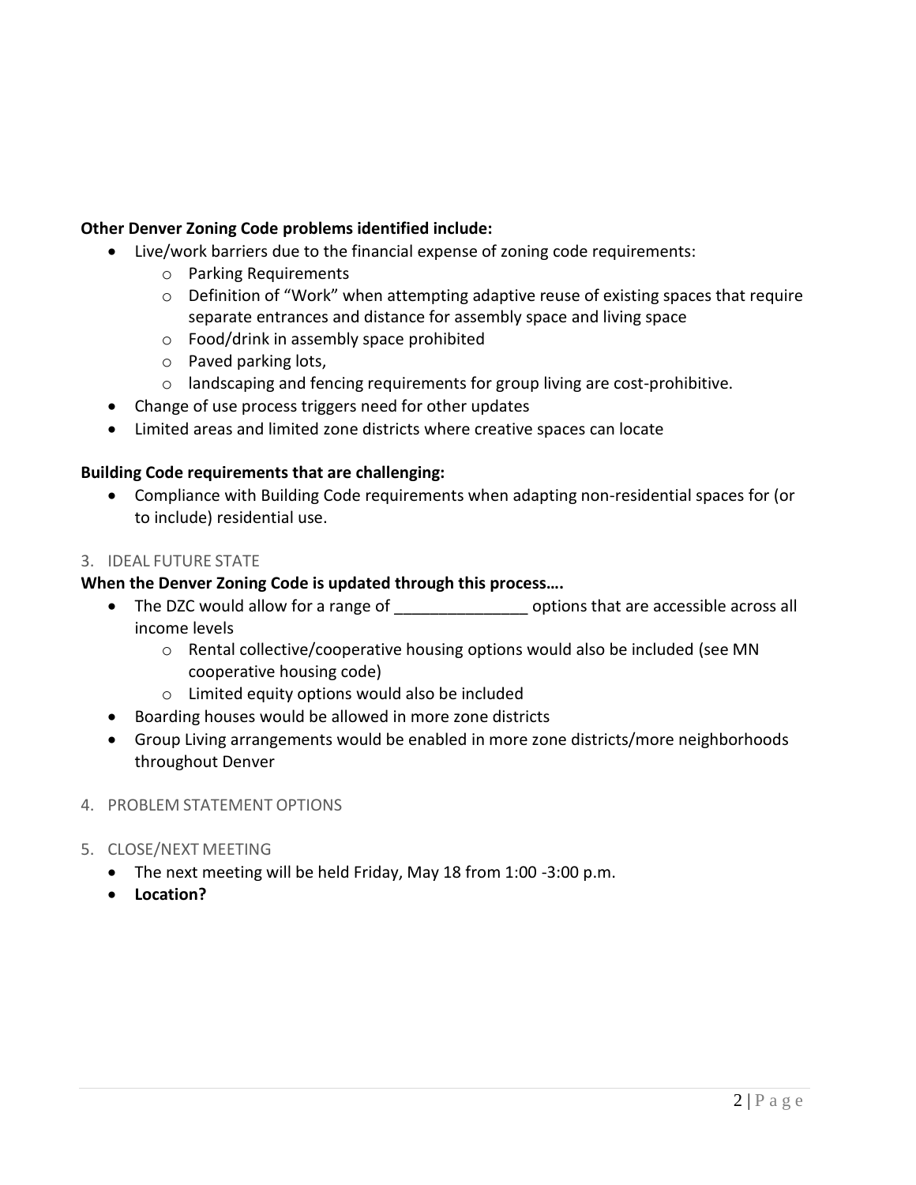**Other Denver Zoning Code problems identified include:**

- Live/work barriers due to the financial expense of zoning code requirements:
  - Parking Requirements
  - Definition of "Work" when attempting adaptive reuse of existing spaces that require separate entrances and distance for assembly space and living space
  - Food/drink in assembly space prohibited
  - Paved parking lots,
  - landscaping and fencing requirements for group living are cost-prohibitive.
- Change of use process triggers need for other updates
- Limited areas and limited zone districts where creative spaces can locate

**Building Code requirements that are challenging:**

- Compliance with Building Code requirements when adapting non-residential spaces for (or to include) residential use.

3. IDEAL FUTURE STATE

**When the Denver Zoning Code is updated through this process….**

- The DZC would allow for a range of _______________ options that are accessible across all income levels
  - Rental collective/cooperative housing options would also be included (see MN cooperative housing code)
  - Limited equity options would also be included
- Boarding houses would be allowed in more zone districts
- Group Living arrangements would be enabled in more zone districts/more neighborhoods throughout Denver

4. PROBLEM STATEMENT OPTIONS

5. CLOSE/NEXT MEETING

- The next meeting will be held Friday, May 18 from 1:00 -3:00 p.m.
- **Location?**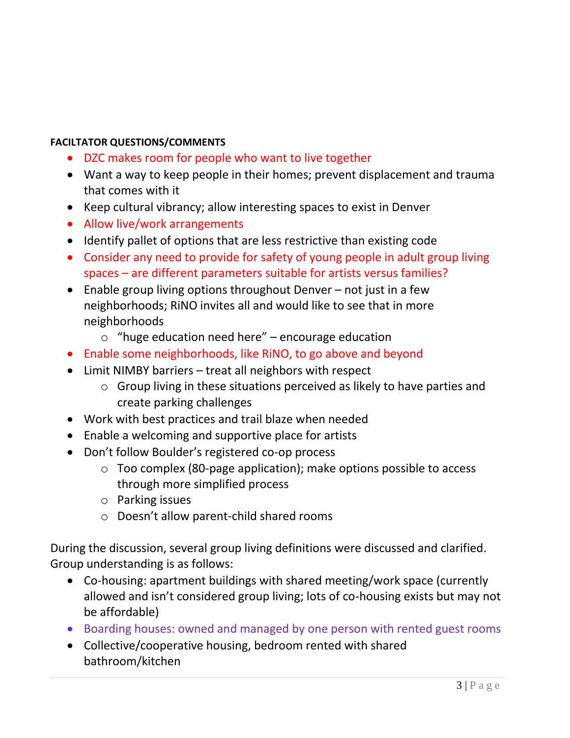**FACILTATOR QUESTIONS/COMMENTS**

- DZC makes room for people who want to live together
- Want a way to keep people in their homes; prevent displacement and trauma that comes with it
- Keep cultural vibrancy; allow interesting spaces to exist in Denver
- Allow live/work arrangements
- Identify pallet of options that are less restrictive than existing code
- Consider any need to provide for safety of young people in adult group living spaces – are different parameters suitable for artists versus families?
- Enable group living options throughout Denver – not just in a few neighborhoods; RiNO invites all and would like to see that in more neighborhoods
  - "huge education need here" – encourage education
- Enable some neighborhoods, like RiNO, to go above and beyond
- Limit NIMBY barriers – treat all neighbors with respect
  - Group living in these situations perceived as likely to have parties and create parking challenges
- Work with best practices and trail blaze when needed
- Enable a welcoming and supportive place for artists
- Don't follow Boulder's registered co-op process
  - Too complex (80-page application); make options possible to access through more simplified process
  - Parking issues
  - Doesn't allow parent-child shared rooms

During the discussion, several group living definitions were discussed and clarified. Group understanding is as follows:

- Co-housing: apartment buildings with shared meeting/work space (currently allowed and isn't considered group living; lots of co-housing exists but may not be affordable)
- Boarding houses: owned and managed by one person with rented guest rooms
- Collective/cooperative housing, bedroom rented with shared bathroom/kitchen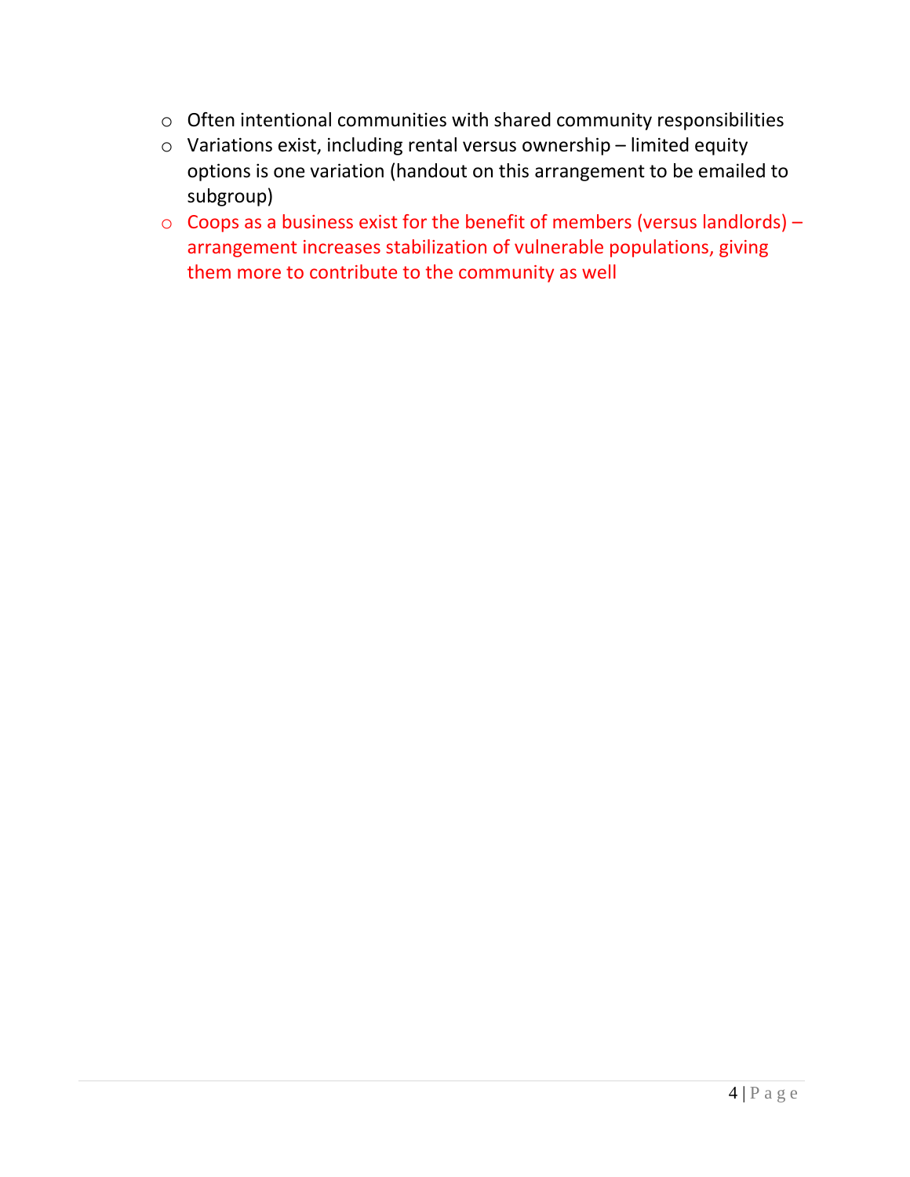- Often intentional communities with shared community responsibilities
- Variations exist, including rental versus ownership – limited equity options is one variation (handout on this arrangement to be emailed to subgroup)
- Coops as a business exist for the benefit of members (versus landlords) – arrangement increases stabilization of vulnerable populations, giving them more to contribute to the community as well